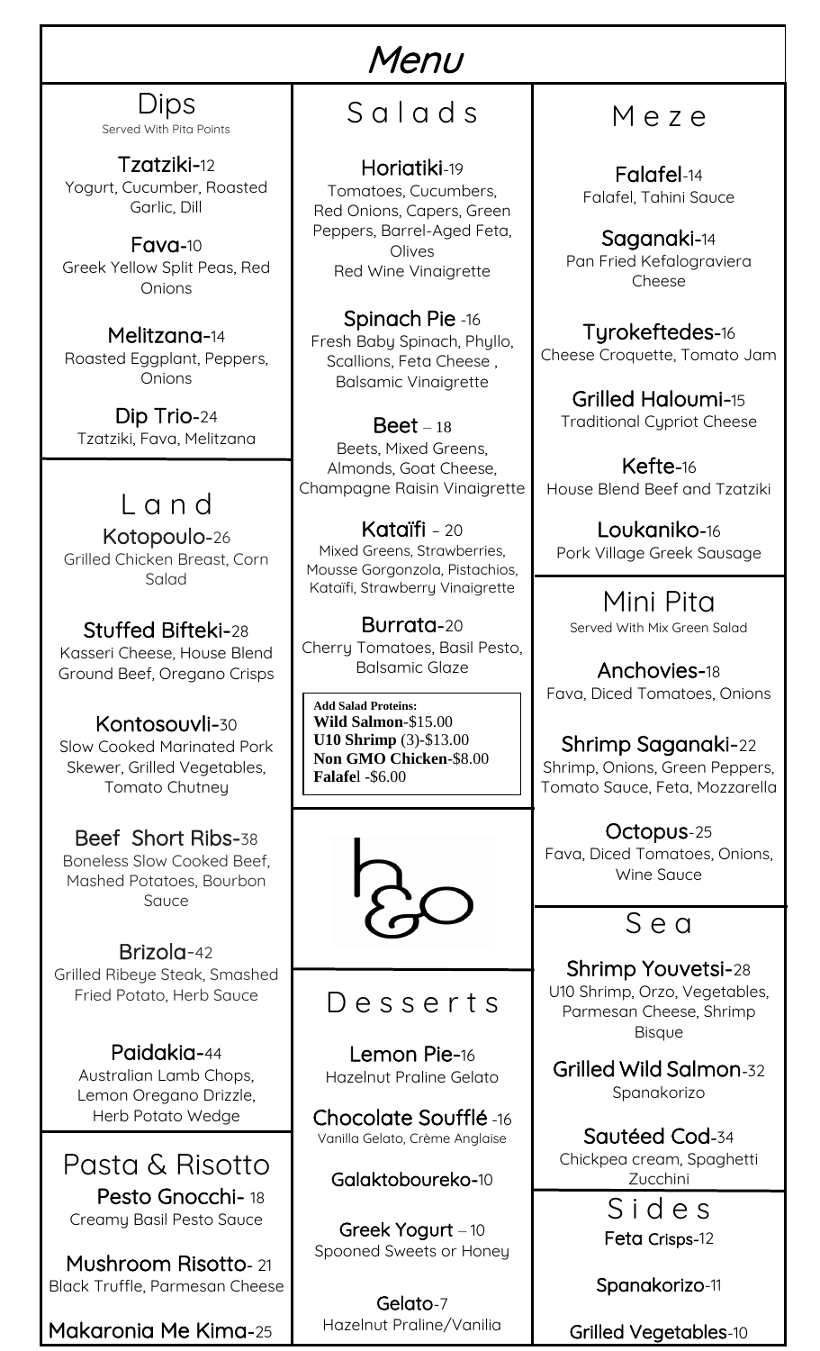# Menu

## Dips

Served With Pita Points

**Tzatziki**-12
Yogurt, Cucumber, Roasted Garlic, Dill

**Fava**-10
Greek Yellow Split Peas, Red Onions

**Melitzana**-14
Roasted Eggplant, Peppers, Onions

**Dip Trio**-24
Tzatziki, Fava, Melitzana

## Land

**Kotopoulo**-26
Grilled Chicken Breast, Corn Salad

**Stuffed Bifteki**-28
Kasseri Cheese, House Blend Ground Beef, Oregano Crisps

**Kontosouvli**-30
Slow Cooked Marinated Pork Skewer, Grilled Vegetables, Tomato Chutney

**Beef Short Ribs**-38
Boneless Slow Cooked Beef, Mashed Potatoes, Bourbon Sauce

**Brizola**-42
Grilled Ribeye Steak, Smashed Fried Potato, Herb Sauce

**Paidakia**-44
Australian Lamb Chops, Lemon Oregano Drizzle, Herb Potato Wedge

## Pasta & Risotto

**Pesto Gnocchi**- 18
Creamy Basil Pesto Sauce

**Mushroom Risotto**- 21
Black Truffle, Parmesan Cheese

**Makaronia Me Kima**-25

## Salads

**Horiatiki**-19
Tomatoes, Cucumbers, Red Onions, Capers, Green Peppers, Barrel-Aged Feta, Olives
Red Wine Vinaigrette

**Spinach Pie** -16
Fresh Baby Spinach, Phyllo, Scallions, Feta Cheese , Balsamic Vinaigrette

**Beet** – 18
Beets, Mixed Greens, Almonds, Goat Cheese, Champagne Raisin Vinaigrette

**Kataïfi** – 20
Mixed Greens, Strawberries, Mousse Gorgonzola, Pistachios, Kataïfi, Strawberry Vinaigrette

**Burrata**-20
Cherry Tomatoes, Basil Pesto, Balsamic Glaze

**Add Salad Proteins:**
**Wild Salmon**-$15.00
**U10 Shrimp** (3)-$13.00
**Non GMO Chicken**-$8.00
**Falafel** -$6.00

## Desserts

**Lemon Pie**-16
Hazelnut Praline Gelato

**Chocolate Soufflé** -16
Vanilla Gelato, Crème Anglaise

**Galaktoboureko**-10

**Greek Yogurt** – 10
Spooned Sweets or Honey

**Gelato**-7
Hazelnut Praline/Vanilia

## Meze

**Falafel**-14
Falafel, Tahini Sauce

**Saganaki**-14
Pan Fried Kefalograviera Cheese

**Tyrokeftedes**-16
Cheese Croquette, Tomato Jam

**Grilled Haloumi**-15
Traditional Cypriot Cheese

**Kefte**-16
House Blend Beef and Tzatziki

**Loukaniko**-16
Pork Village Greek Sausage

## Mini Pita

Served With Mix Green Salad

**Anchovies**-18
Fava, Diced Tomatoes, Onions

**Shrimp Saganaki**-22
Shrimp, Onions, Green Peppers, Tomato Sauce, Feta, Mozzarella

**Octopus**-25
Fava, Diced Tomatoes, Onions, Wine Sauce

## Sea

**Shrimp Youvetsi**-28
U10 Shrimp, Orzo, Vegetables, Parmesan Cheese, Shrimp Bisque

**Grilled Wild Salmon**-32
Spanakorizo

**Sautéed Cod**-34
Chickpea cream, Spaghetti Zucchini

## Sides

**Feta Crisps**-12

**Spanakorizo**-11

**Grilled Vegetables**-10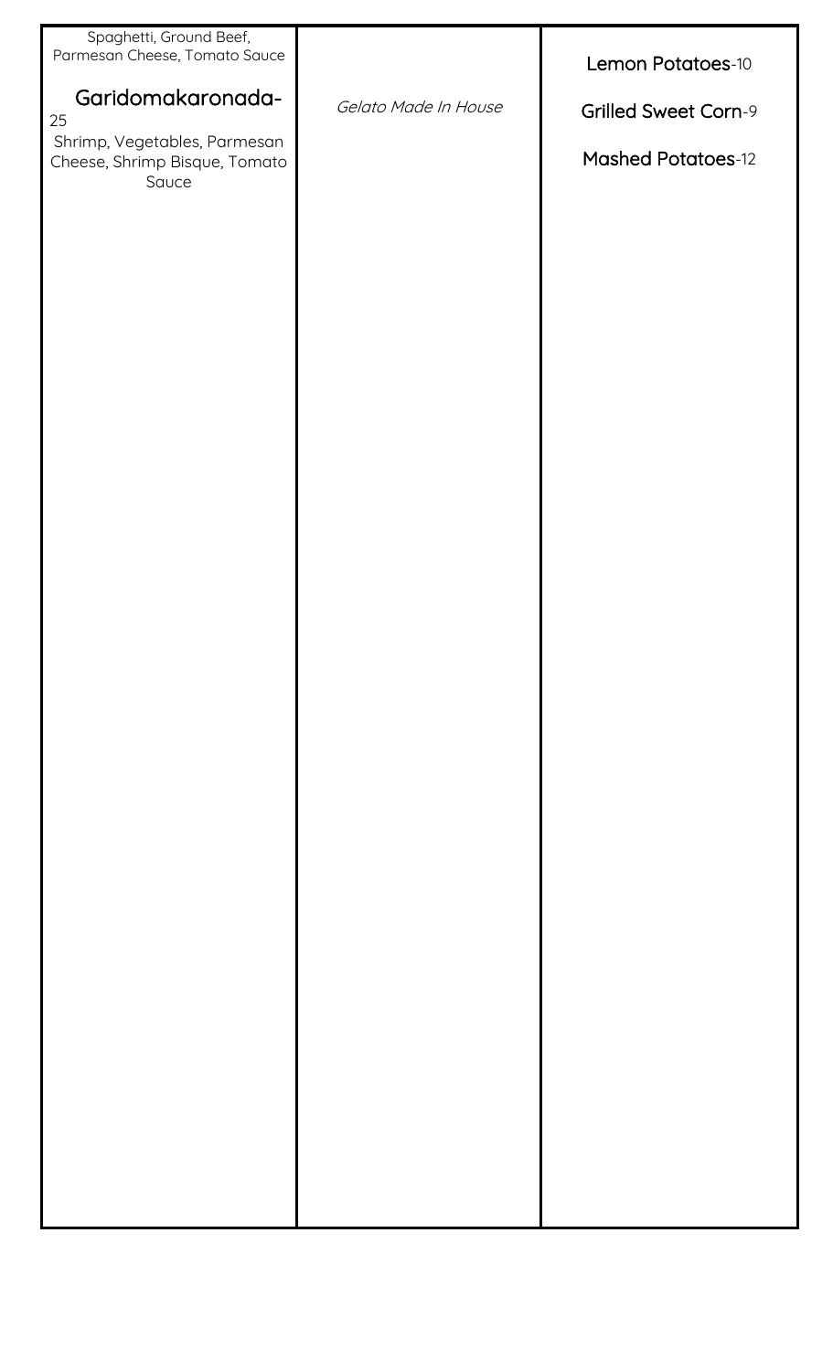Spaghetti, Ground Beef, Parmesan Cheese, Tomato Sauce

**Garidomakaronada-** 25

Shrimp, Vegetables, Parmesan Cheese, Shrimp Bisque, Tomato Sauce

*Gelato Made In House*

**Lemon Potatoes**-10

**Grilled Sweet Corn**-9

**Mashed Potatoes**-12